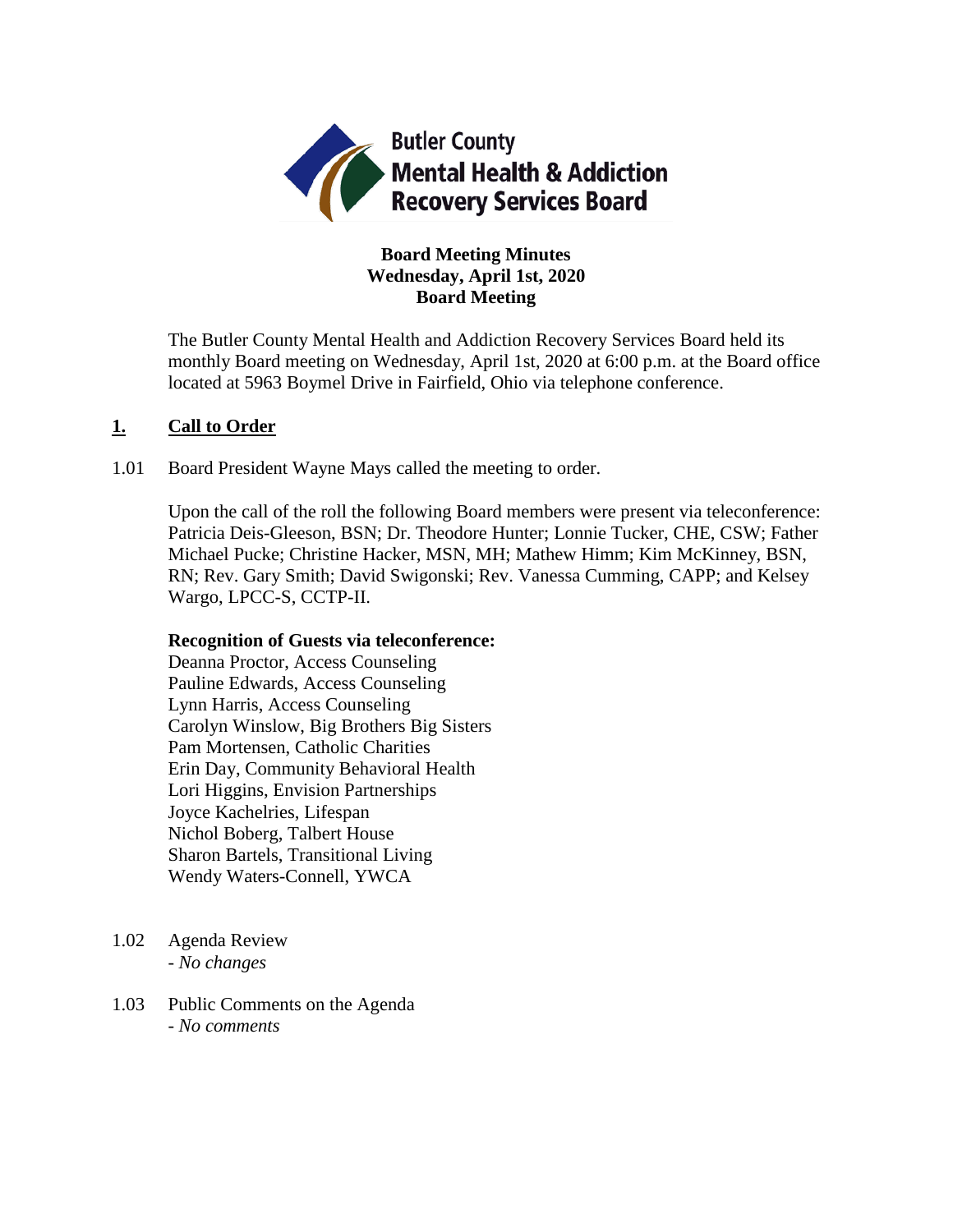Butler County
Mental Health & Addiction
Recovery Services Board

**Board Meeting Minutes**
**Wednesday, April 1st, 2020**
**Board Meeting**

The Butler County Mental Health and Addiction Recovery Services Board held its monthly Board meeting on Wednesday, April 1st, 2020 at 6:00 p.m. at the Board office located at 5963 Boymel Drive in Fairfield, Ohio via telephone conference.

## 1. Call to Order

1.01 Board President Wayne Mays called the meeting to order.

Upon the call of the roll the following Board members were present via teleconference: Patricia Deis-Gleeson, BSN; Dr. Theodore Hunter; Lonnie Tucker, CHE, CSW; Father Michael Pucke; Christine Hacker, MSN, MH; Mathew Himm; Kim McKinney, BSN, RN; Rev. Gary Smith; David Swigonski; Rev. Vanessa Cumming, CAPP; and Kelsey Wargo, LPCC-S, CCTP-II.

**Recognition of Guests via teleconference:**
Deanna Proctor, Access Counseling
Pauline Edwards, Access Counseling
Lynn Harris, Access Counseling
Carolyn Winslow, Big Brothers Big Sisters
Pam Mortensen, Catholic Charities
Erin Day, Community Behavioral Health
Lori Higgins, Envision Partnerships
Joyce Kachelries, Lifespan
Nichol Boberg, Talbert House
Sharon Bartels, Transitional Living
Wendy Waters-Connell, YWCA

1.02 Agenda Review
- *No changes*

1.03 Public Comments on the Agenda
- *No comments*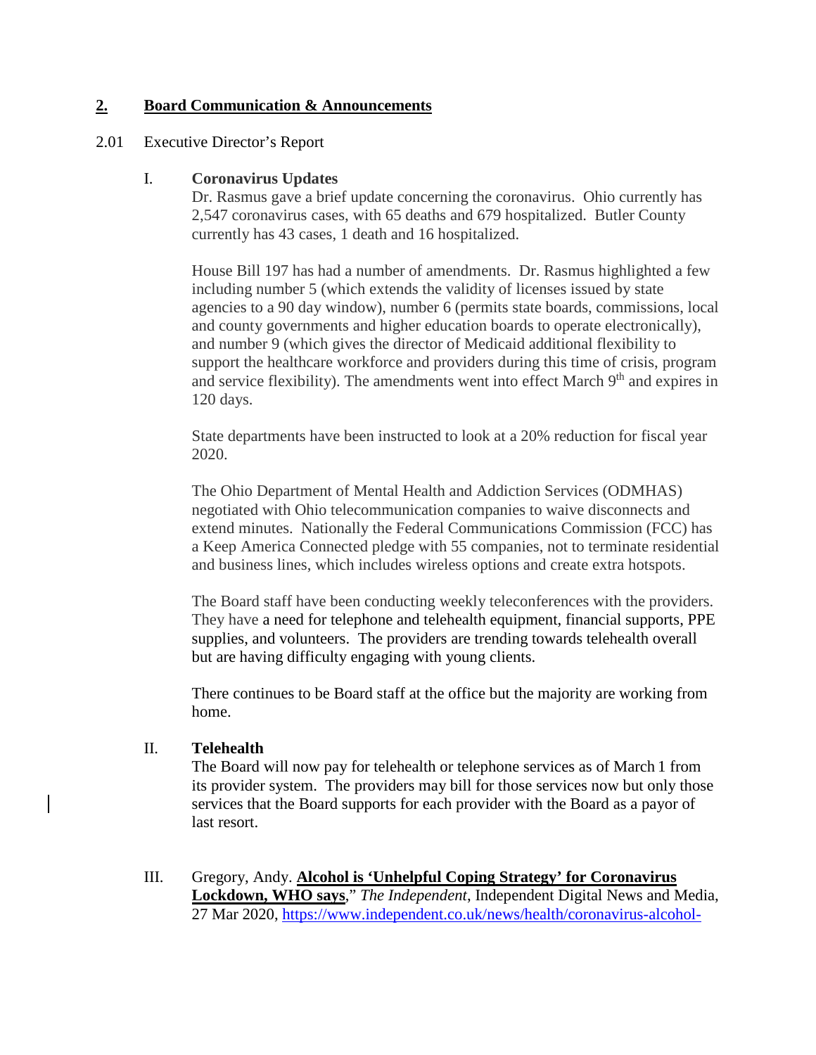## 2. Board Communication & Announcements

2.01 Executive Director's Report

I. **Coronavirus Updates**

Dr. Rasmus gave a brief update concerning the coronavirus. Ohio currently has 2,547 coronavirus cases, with 65 deaths and 679 hospitalized. Butler County currently has 43 cases, 1 death and 16 hospitalized.

House Bill 197 has had a number of amendments. Dr. Rasmus highlighted a few including number 5 (which extends the validity of licenses issued by state agencies to a 90 day window), number 6 (permits state boards, commissions, local and county governments and higher education boards to operate electronically), and number 9 (which gives the director of Medicaid additional flexibility to support the healthcare workforce and providers during this time of crisis, program and service flexibility). The amendments went into effect March 9th and expires in 120 days.

State departments have been instructed to look at a 20% reduction for fiscal year 2020.

The Ohio Department of Mental Health and Addiction Services (ODMHAS) negotiated with Ohio telecommunication companies to waive disconnects and extend minutes. Nationally the Federal Communications Commission (FCC) has a Keep America Connected pledge with 55 companies, not to terminate residential and business lines, which includes wireless options and create extra hotspots.

The Board staff have been conducting weekly teleconferences with the providers. They have a need for telephone and telehealth equipment, financial supports, PPE supplies, and volunteers. The providers are trending towards telehealth overall but are having difficulty engaging with young clients.

There continues to be Board staff at the office but the majority are working from home.

II. **Telehealth**

The Board will now pay for telehealth or telephone services as of March 1 from its provider system. The providers may bill for those services now but only those services that the Board supports for each provider with the Board as a payor of last resort.

III. Gregory, Andy. **Alcohol is 'Unhelpful Coping Strategy' for Coronavirus Lockdown, WHO says**," *The Independent*, Independent Digital News and Media, 27 Mar 2020, https://www.independent.co.uk/news/health/coronavirus-alcohol-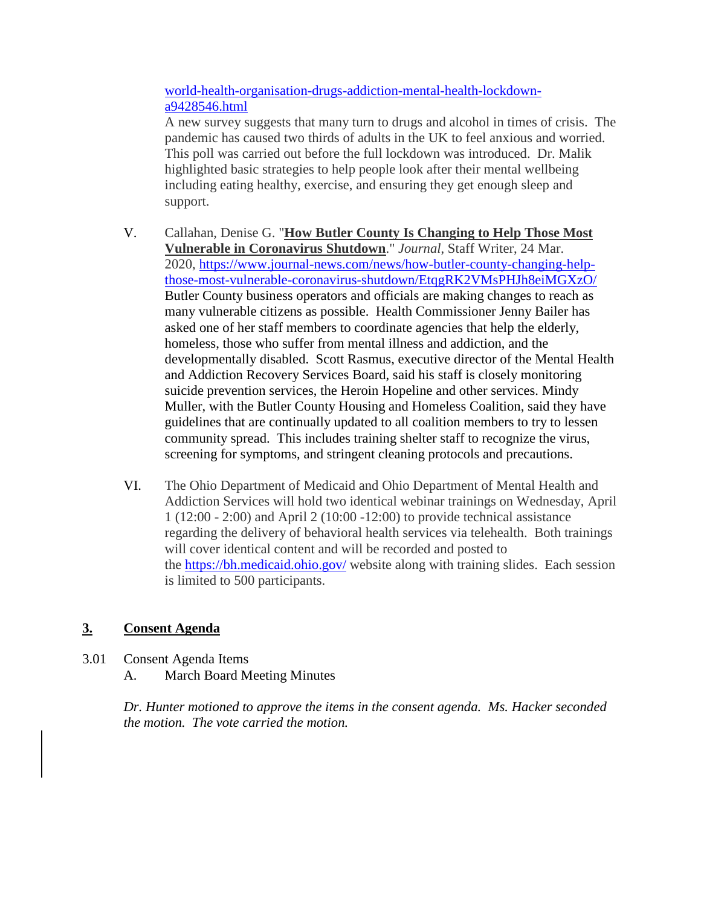[world-health-organisation-drugs-addiction-mental-health-lockdown-a9428546.html](world-health-organisation-drugs-addiction-mental-health-lockdown-a9428546.html)
A new survey suggests that many turn to drugs and alcohol in times of crisis. The pandemic has caused two thirds of adults in the UK to feel anxious and worried. This poll was carried out before the full lockdown was introduced. Dr. Malik highlighted basic strategies to help people look after their mental wellbeing including eating healthy, exercise, and ensuring they get enough sleep and support.

V. Callahan, Denise G. "**How Butler County Is Changing to Help Those Most Vulnerable in Coronavirus Shutdown**." *Journal*, Staff Writer, 24 Mar. 2020, https://www.journal-news.com/news/how-butler-county-changing-help-those-most-vulnerable-coronavirus-shutdown/EtqgRK2VMsPHJh8eiMGXzO/
Butler County business operators and officials are making changes to reach as many vulnerable citizens as possible. Health Commissioner Jenny Bailer has asked one of her staff members to coordinate agencies that help the elderly, homeless, those who suffer from mental illness and addiction, and the developmentally disabled. Scott Rasmus, executive director of the Mental Health and Addiction Recovery Services Board, said his staff is closely monitoring suicide prevention services, the Heroin Hopeline and other services. Mindy Muller, with the Butler County Housing and Homeless Coalition, said they have guidelines that are continually updated to all coalition members to try to lessen community spread. This includes training shelter staff to recognize the virus, screening for symptoms, and stringent cleaning protocols and precautions.

VI. The Ohio Department of Medicaid and Ohio Department of Mental Health and Addiction Services will hold two identical webinar trainings on Wednesday, April 1 (12:00 - 2:00) and April 2 (10:00 -12:00) to provide technical assistance regarding the delivery of behavioral health services via telehealth. Both trainings will cover identical content and will be recorded and posted to the https://bh.medicaid.ohio.gov/ website along with training slides. Each session is limited to 500 participants.

## 3. Consent Agenda

3.01 Consent Agenda Items

A. March Board Meeting Minutes

*Dr. Hunter motioned to approve the items in the consent agenda. Ms. Hacker seconded the motion. The vote carried the motion.*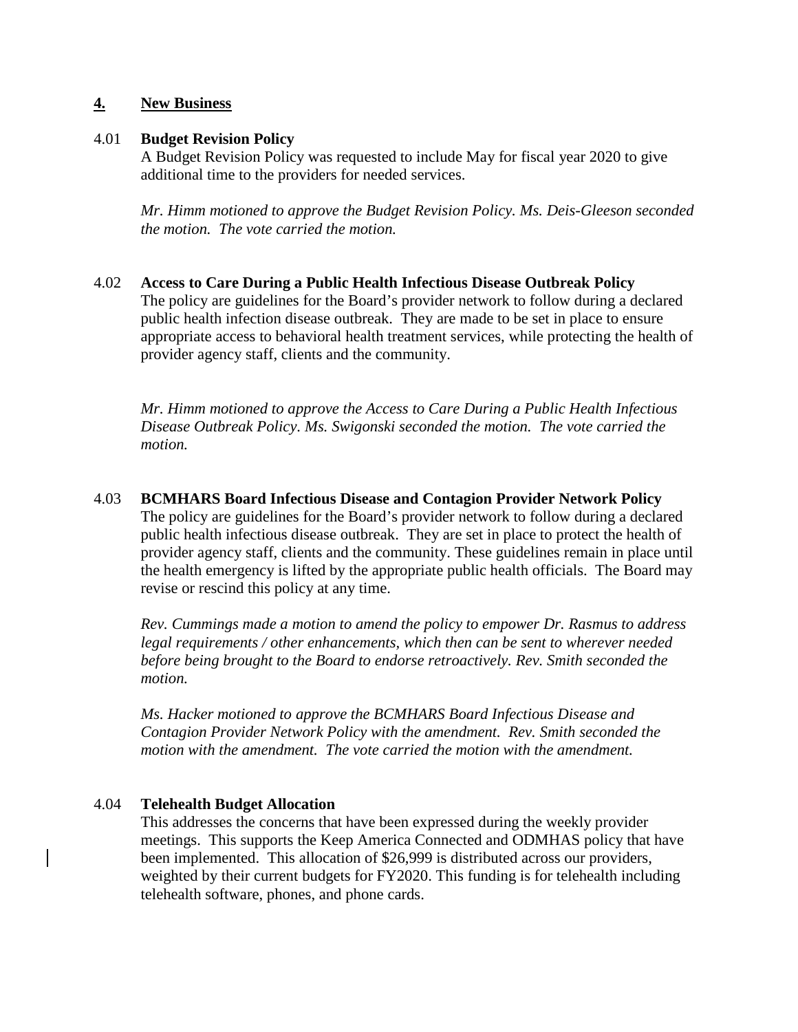## 4. New Business

### 4.01 Budget Revision Policy

A Budget Revision Policy was requested to include May for fiscal year 2020 to give additional time to the providers for needed services.

*Mr. Himm motioned to approve the Budget Revision Policy. Ms. Deis-Gleeson seconded the motion. The vote carried the motion.*

### 4.02 Access to Care During a Public Health Infectious Disease Outbreak Policy

The policy are guidelines for the Board's provider network to follow during a declared public health infection disease outbreak. They are made to be set in place to ensure appropriate access to behavioral health treatment services, while protecting the health of provider agency staff, clients and the community.

*Mr. Himm motioned to approve the Access to Care During a Public Health Infectious Disease Outbreak Policy. Ms. Swigonski seconded the motion. The vote carried the motion.*

### 4.03 BCMHARS Board Infectious Disease and Contagion Provider Network Policy

The policy are guidelines for the Board's provider network to follow during a declared public health infectious disease outbreak. They are set in place to protect the health of provider agency staff, clients and the community. These guidelines remain in place until the health emergency is lifted by the appropriate public health officials. The Board may revise or rescind this policy at any time.

*Rev. Cummings made a motion to amend the policy to empower Dr. Rasmus to address legal requirements / other enhancements, which then can be sent to wherever needed before being brought to the Board to endorse retroactively. Rev. Smith seconded the motion.*

*Ms. Hacker motioned to approve the BCMHARS Board Infectious Disease and Contagion Provider Network Policy with the amendment. Rev. Smith seconded the motion with the amendment. The vote carried the motion with the amendment.*

### 4.04 Telehealth Budget Allocation

This addresses the concerns that have been expressed during the weekly provider meetings. This supports the Keep America Connected and ODMHAS policy that have been implemented. This allocation of $26,999 is distributed across our providers, weighted by their current budgets for FY2020. This funding is for telehealth including telehealth software, phones, and phone cards.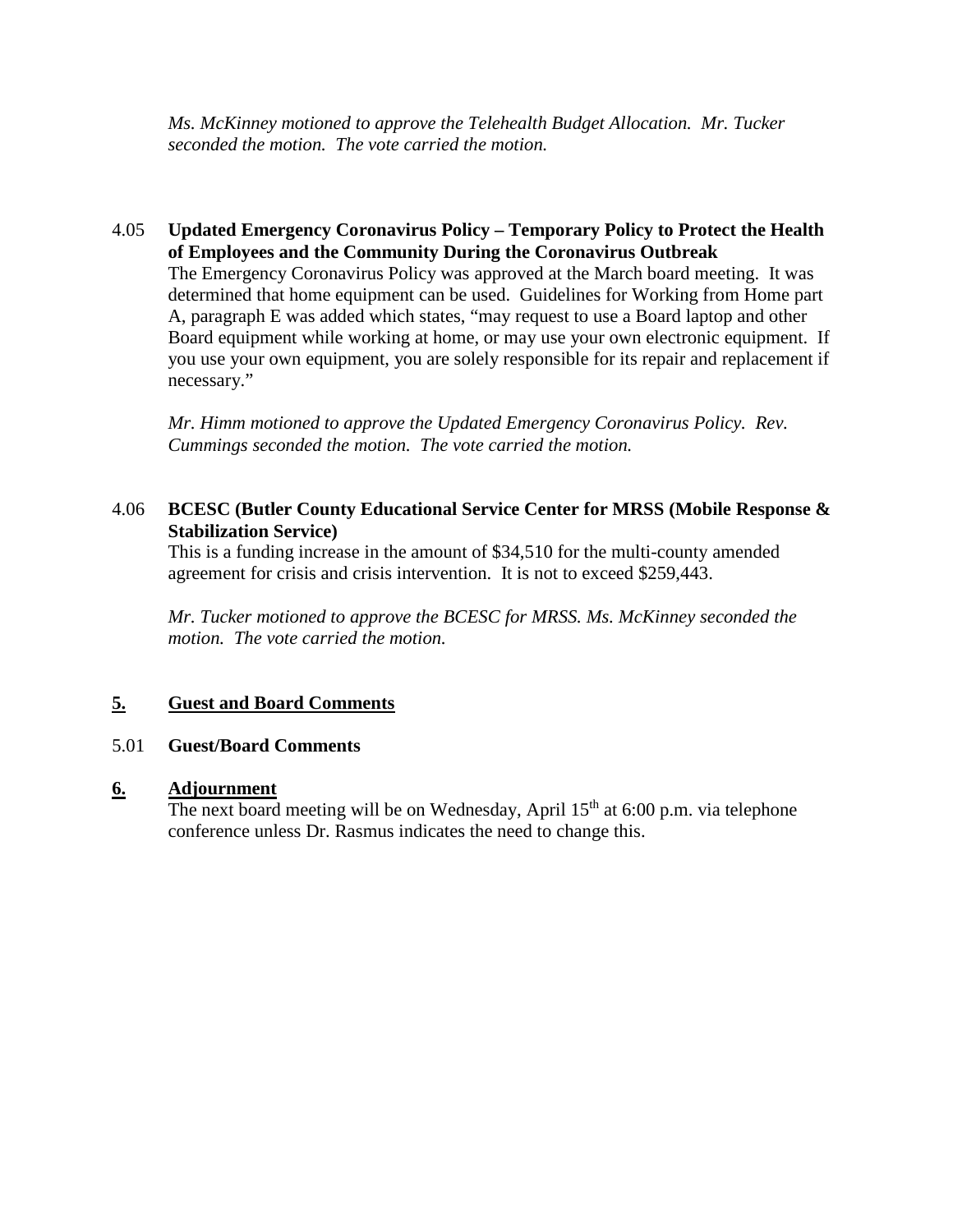*Ms. McKinney motioned to approve the Telehealth Budget Allocation. Mr. Tucker seconded the motion. The vote carried the motion.*

4.05 **Updated Emergency Coronavirus Policy – Temporary Policy to Protect the Health of Employees and the Community During the Coronavirus Outbreak**

The Emergency Coronavirus Policy was approved at the March board meeting. It was determined that home equipment can be used. Guidelines for Working from Home part A, paragraph E was added which states, "may request to use a Board laptop and other Board equipment while working at home, or may use your own electronic equipment. If you use your own equipment, you are solely responsible for its repair and replacement if necessary."

*Mr. Himm motioned to approve the Updated Emergency Coronavirus Policy. Rev. Cummings seconded the motion. The vote carried the motion.*

4.06 **BCESC (Butler County Educational Service Center for MRSS (Mobile Response & Stabilization Service)**

This is a funding increase in the amount of $34,510 for the multi-county amended agreement for crisis and crisis intervention. It is not to exceed $259,443.

*Mr. Tucker motioned to approve the BCESC for MRSS. Ms. McKinney seconded the motion. The vote carried the motion.*

## 5. Guest and Board Comments

5.01 **Guest/Board Comments**

## 6. Adjournment

The next board meeting will be on Wednesday, April 15th at 6:00 p.m. via telephone conference unless Dr. Rasmus indicates the need to change this.